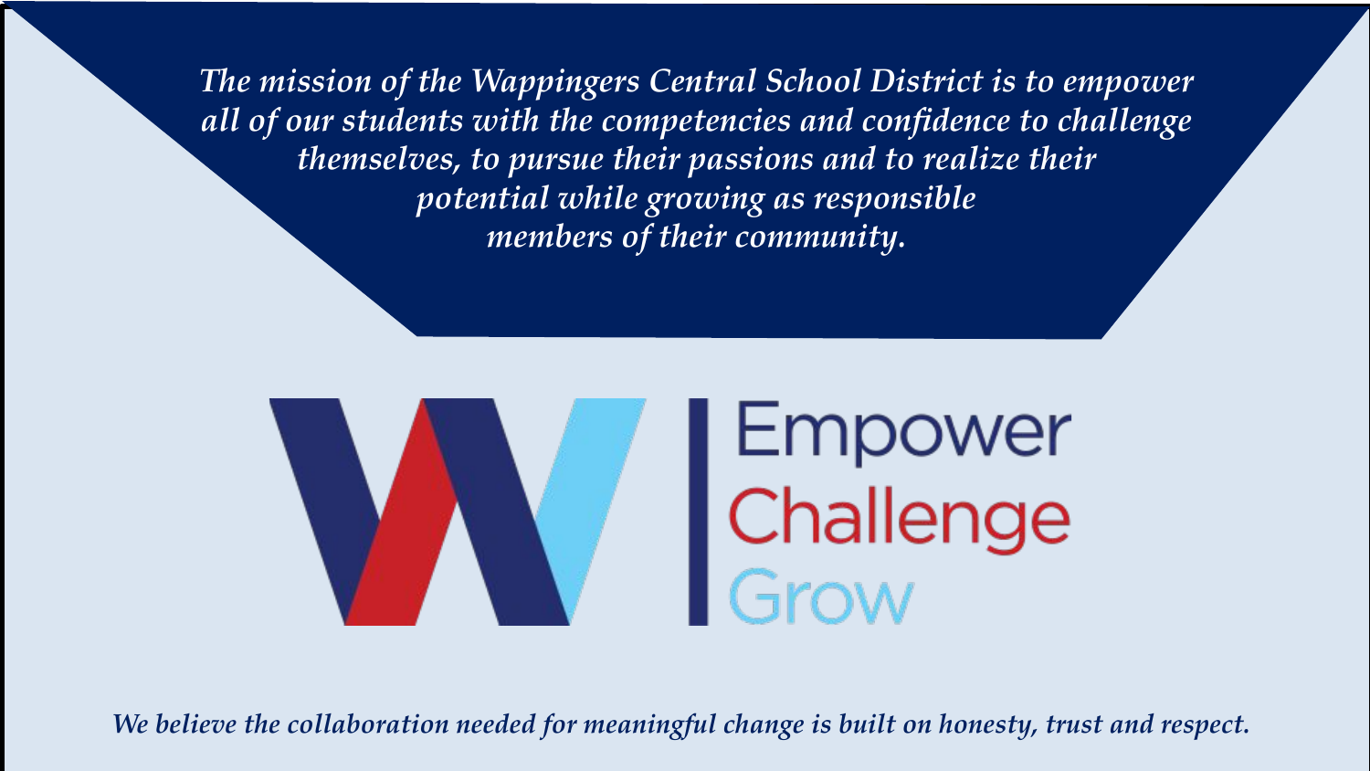*The mission of the Wappingers Central School District is to empower all of our students with the competencies and confidence to challenge themselves, to pursue their passions and to realize their potential while growing as responsible members of their community.*

Empower
Challenge
Grow

*We believe the collaboration needed for meaningful change is built on honesty, trust and respect.*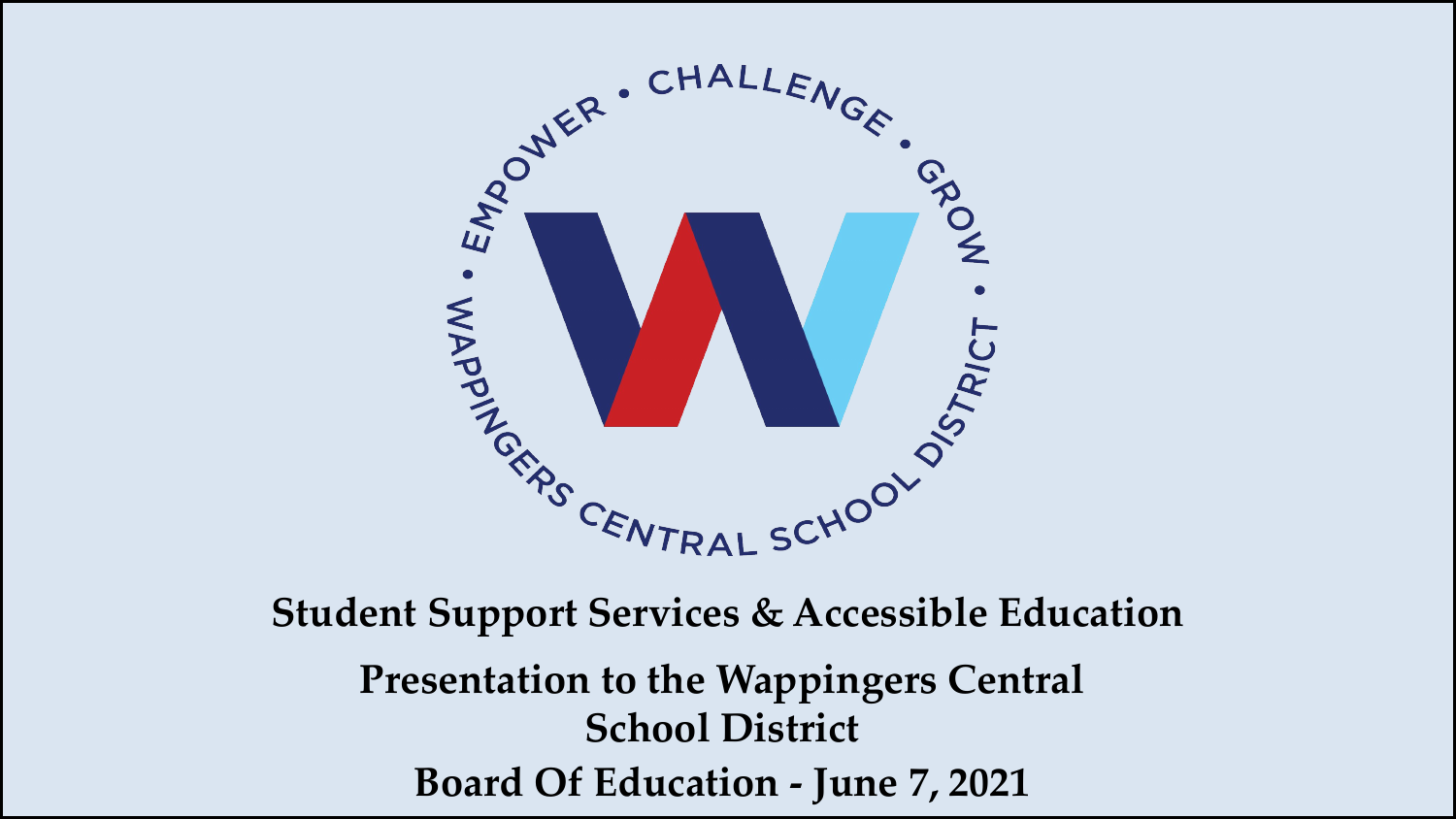EMPOWER • CHALLENGE • GROW • WAPPINGERS CENTRAL SCHOOL DISTRICT

# Student Support Services & Accessible Education

## Presentation to the Wappingers Central School District

## Board Of Education - June 7, 2021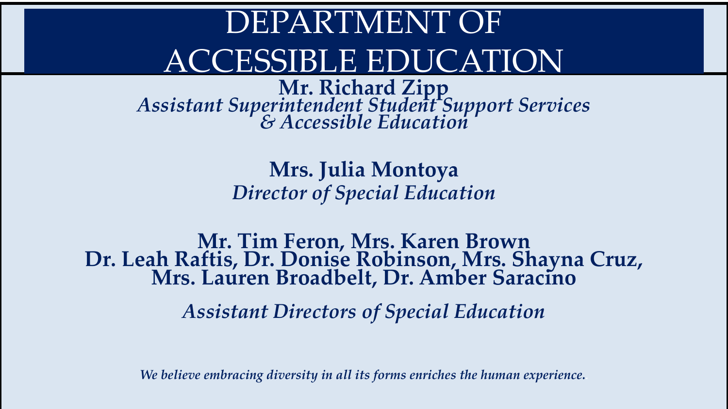# DEPARTMENT OF ACCESSIBLE EDUCATION

**Mr. Richard Zipp**
*Assistant Superintendent Student Support Services & Accessible Education*

**Mrs. Julia Montoya**
*Director of Special Education*

**Mr. Tim Feron, Mrs. Karen Brown**
**Dr. Leah Raftis, Dr. Donise Robinson, Mrs. Shayna Cruz,**
**Mrs. Lauren Broadbelt, Dr. Amber Saracino**

*Assistant Directors of Special Education*

*We believe embracing diversity in all its forms enriches the human experience.*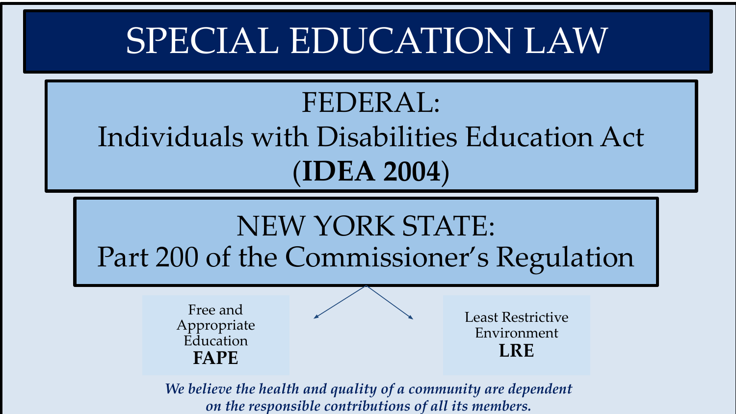# SPECIAL EDUCATION LAW

## FEDERAL:
Individuals with Disabilities Education Act
(**IDEA 2004**)

## NEW YORK STATE:
Part 200 of the Commissioner's Regulation

Free and Appropriate Education
**FAPE**

Least Restrictive Environment
**LRE**

*We believe the health and quality of a community are dependent on the responsible contributions of all its members.*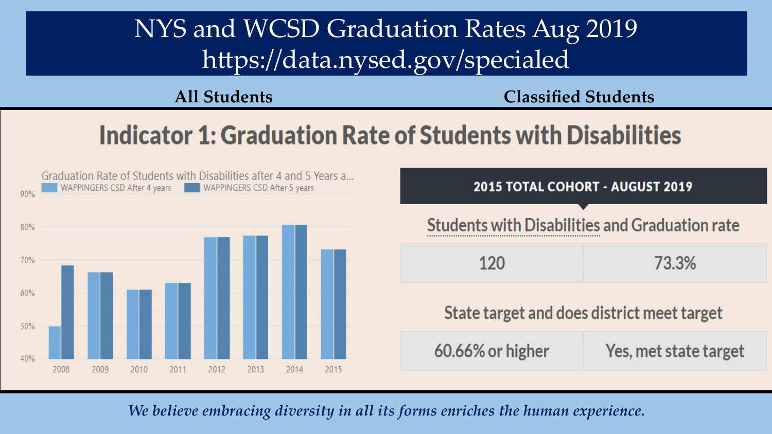# NYS and WCSD Graduation Rates Aug 2019
## https://data.nysed.gov/specialed

**All Students** **Classified Students**

## Indicator 1: Graduation Rate of Students with Disabilities

Graduation Rate of Students with Disabilities after 4 and 5 Years a...

WAPPINGERS CSD After 4 years | WAPPINGERS CSD After 5 years

90%
80%
70%
60%
50%
40%

2008 2009 2010 2011 2012 2013 2014 2015

**2015 TOTAL COHORT - AUGUST 2019**

| Students with Disabilities | Graduation rate |
| --- | --- |
| 120 | 73.3% |

| State target | and does district meet target |
| --- | --- |
| 60.66% or higher | Yes, met state target |

*We believe embracing diversity in all its forms enriches the human experience.*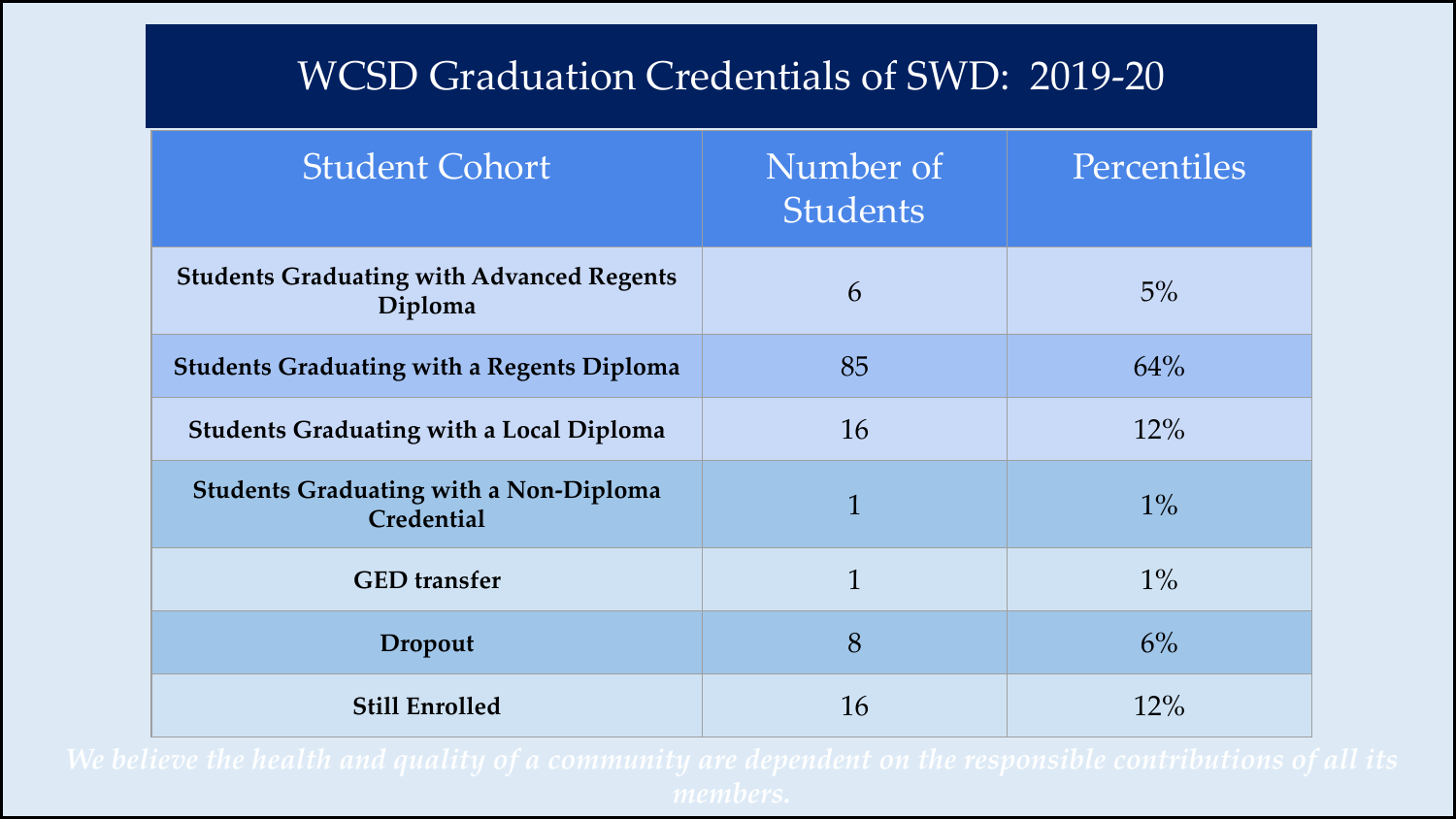# WCSD Graduation Credentials of SWD: 2019-20

| Student Cohort | Number of Students | Percentiles |
|---|---|---|
| **Students Graduating with Advanced Regents Diploma** | 6 | 5% |
| **Students Graduating with a Regents Diploma** | 85 | 64% |
| **Students Graduating with a Local Diploma** | 16 | 12% |
| **Students Graduating with a Non-Diploma Credential** | 1 | 1% |
| **GED transfer** | 1 | 1% |
| **Dropout** | 8 | 6% |
| **Still Enrolled** | 16 | 12% |

*We believe the health and quality of a community are dependent on the responsible contributions of all its members.*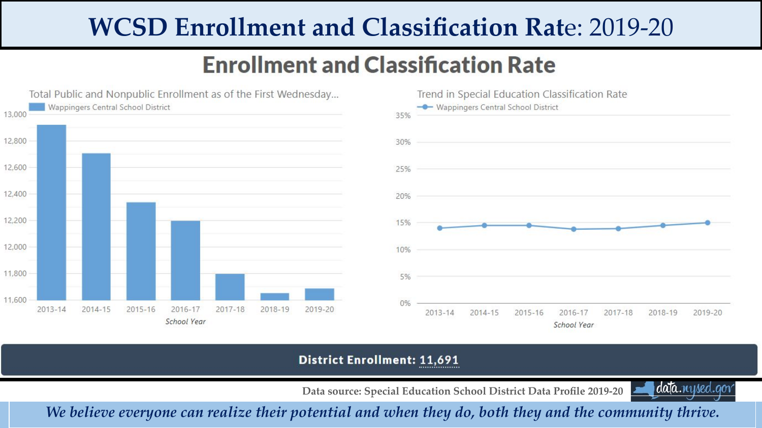# WCSD Enrollment and Classification Rate: 2019-20

## Enrollment and Classification Rate

Total Public and Nonpublic Enrollment as of the First Wednesday...

Wappingers Central School District

13,000
12,800
12,600
12,400
12,200
12,000
11,800
11,600

2013-14 2014-15 2015-16 2016-17 2017-18 2018-19 2019-20

*School Year*

Trend in Special Education Classification Rate

Wappingers Central School District

35%
30%
25%
20%
15%
10%
5%
0%

2013-14 2014-15 2015-16 2016-17 2017-18 2018-19 2019-20

*School Year*

**District Enrollment: 11,691**

Data source: Special Education School District Data Profile 2019-20

data.nysed.gov

*We believe everyone can realize their potential and when they do, both they and the community thrive.*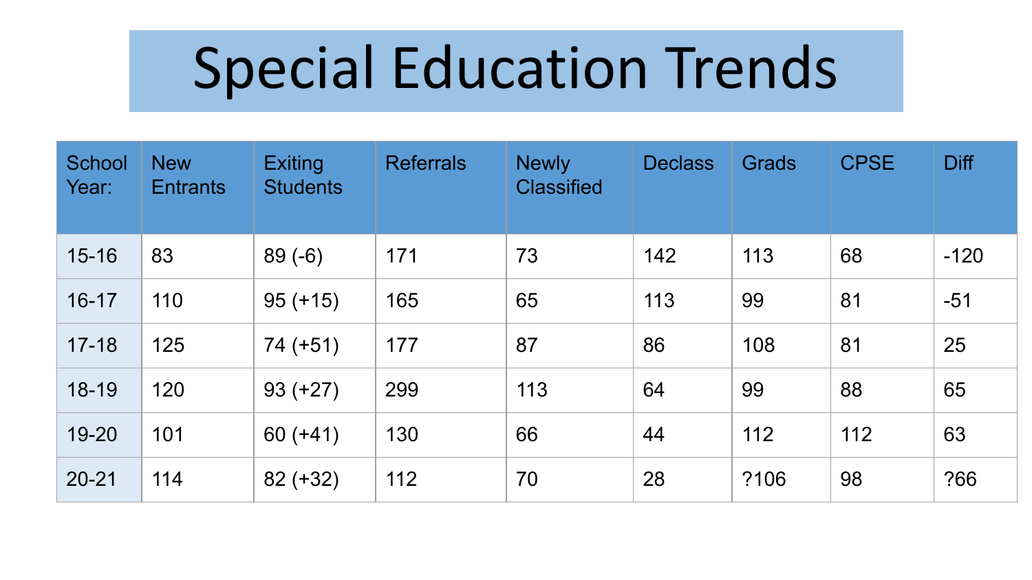# Special Education Trends

| School Year: | New Entrants | Exiting Students | Referrals | Newly Classified | Declass | Grads | CPSE | Diff |
|---|---|---|---|---|---|---|---|---|
| 15-16 | 83 | 89 (-6) | 171 | 73 | 142 | 113 | 68 | -120 |
| 16-17 | 110 | 95 (+15) | 165 | 65 | 113 | 99 | 81 | -51 |
| 17-18 | 125 | 74 (+51) | 177 | 87 | 86 | 108 | 81 | 25 |
| 18-19 | 120 | 93 (+27) | 299 | 113 | 64 | 99 | 88 | 65 |
| 19-20 | 101 | 60 (+41) | 130 | 66 | 44 | 112 | 112 | 63 |
| 20-21 | 114 | 82 (+32) | 112 | 70 | 28 | ?106 | 98 | ?66 |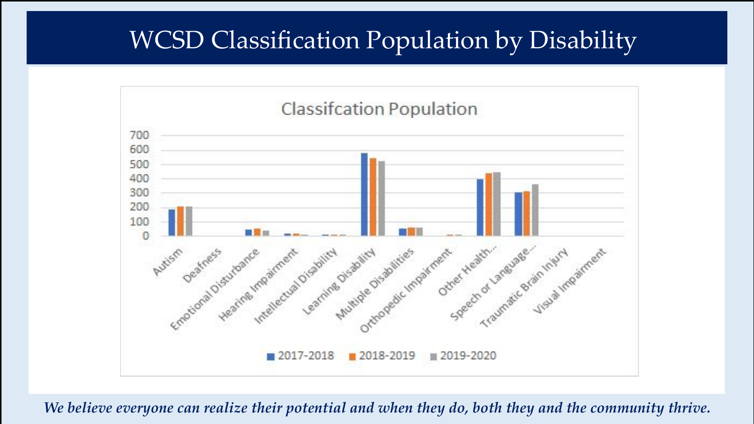# WCSD Classification Population by Disability

Classifcation Population

700
600
500
400
300
200
100
0

Autism
Deafness
Emotional Disturbance
Hearing Impairment
Intellectual Disability
Learning Disability
Multiple Disabilities
Orthopedic Impairment
Other Health...
Speech or Language...
Traumatic Brain Injury
Visual Impairment

2017-2018 | 2018-2019 | 2019-2020

*We believe everyone can realize their potential and when they do, both they and the community thrive.*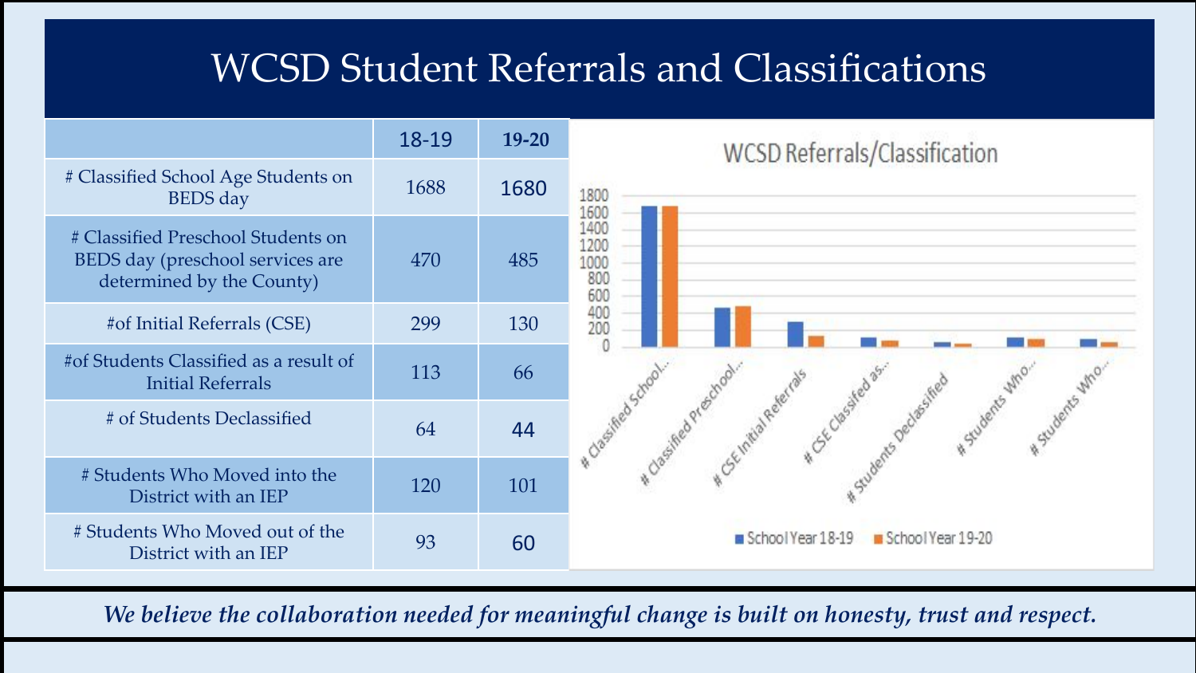# WCSD Student Referrals and Classifications

| | 18-19 | 19-20 |
|---|---|---|
| # Classified School Age Students on BEDS day | 1688 | 1680 |
| # Classified Preschool Students on BEDS day (preschool services are determined by the County) | 470 | 485 |
| #of Initial Referrals (CSE) | 299 | 130 |
| #of Students Classified as a result of Initial Referrals | 113 | 66 |
| # of Students Declassified | 64 | 44 |
| # Students Who Moved into the District with an IEP | 120 | 101 |
| # Students Who Moved out of the District with an IEP | 93 | 60 |

WCSD Referrals/Classification

*We believe the collaboration needed for meaningful change is built on honesty, trust and respect.*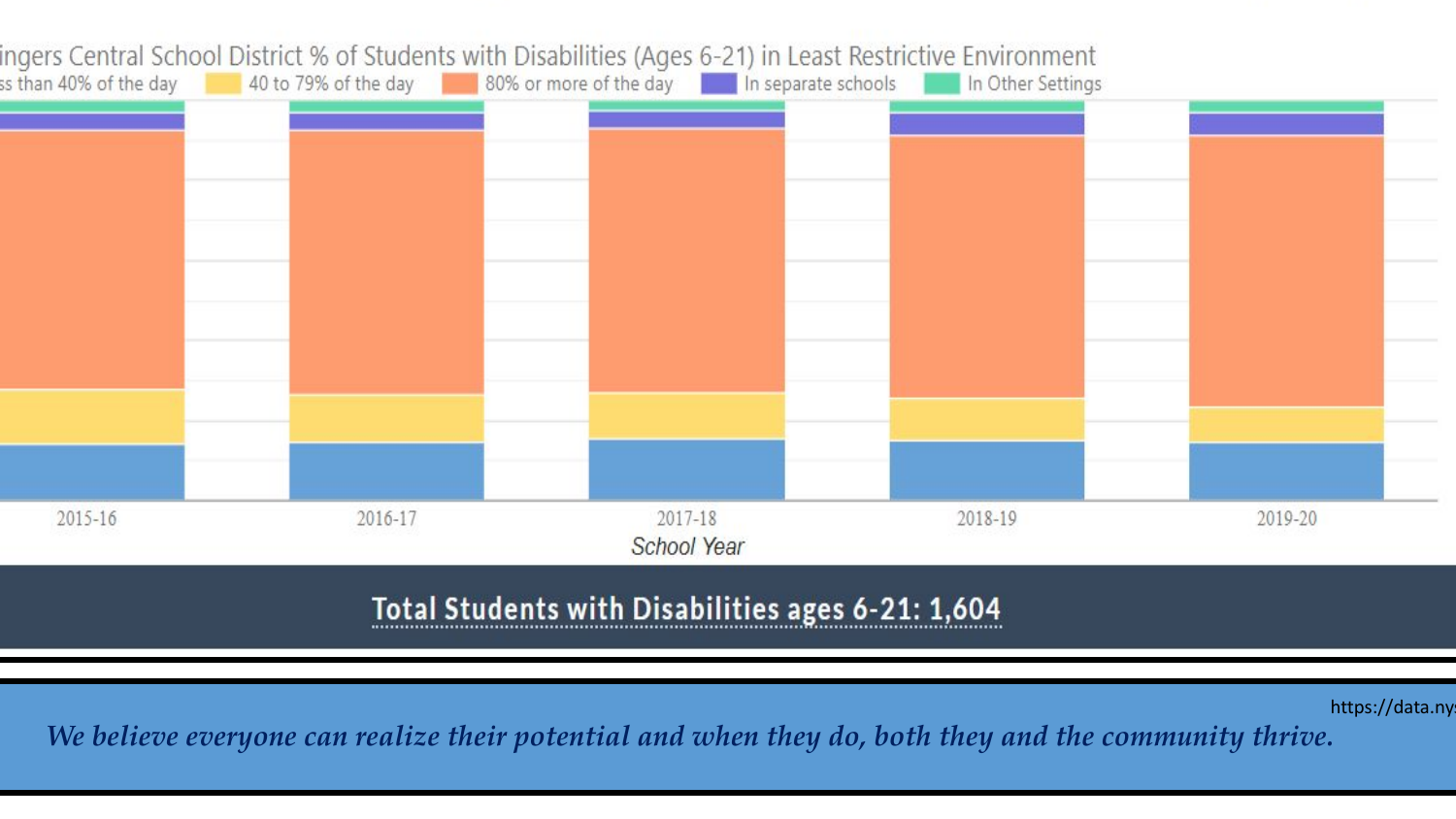ingers Central School District % of Students with Disabilities (Ages 6-21) in Least Restrictive Environment

ss than 40% of the day | 40 to 79% of the day | 80% or more of the day | In separate schools | In Other Settings

2015-16 | 2016-17 | 2017-18 | 2018-19 | 2019-20

*School Year*

**Total Students with Disabilities ages 6-21: 1,604**

https://data.nys

*We believe everyone can realize their potential and when they do, both they and the community thrive.*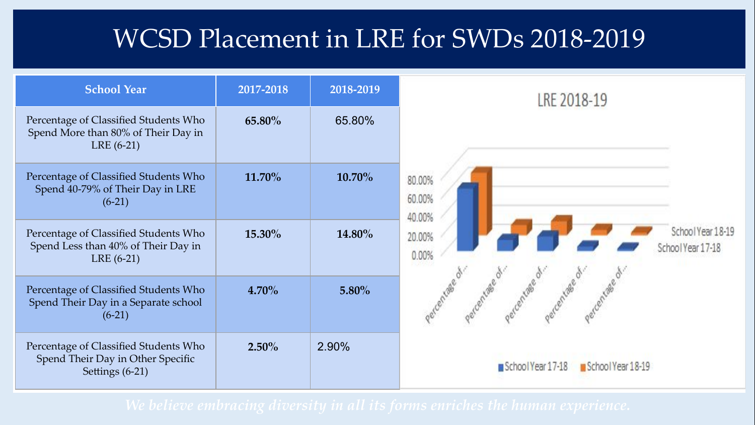# WCSD Placement in LRE for SWDs 2018-2019

| School Year | 2017-2018 | 2018-2019 |
|---|---|---|
| Percentage of Classified Students Who Spend More than 80% of Their Day in LRE (6-21) | **65.80%** | 65.80% |
| Percentage of Classified Students Who Spend 40-79% of Their Day in LRE (6-21) | **11.70%** | **10.70%** |
| Percentage of Classified Students Who Spend Less than 40% of Their Day in LRE (6-21) | **15.30%** | **14.80%** |
| Percentage of Classified Students Who Spend Their Day in a Separate school (6-21) | **4.70%** | **5.80%** |
| Percentage of Classified Students Who Spend Their Day in Other Specific Settings (6-21) | **2.50%** | 2.90% |

LRE 2018-19

*We believe embracing diversity in all its forms enriches the human experience.*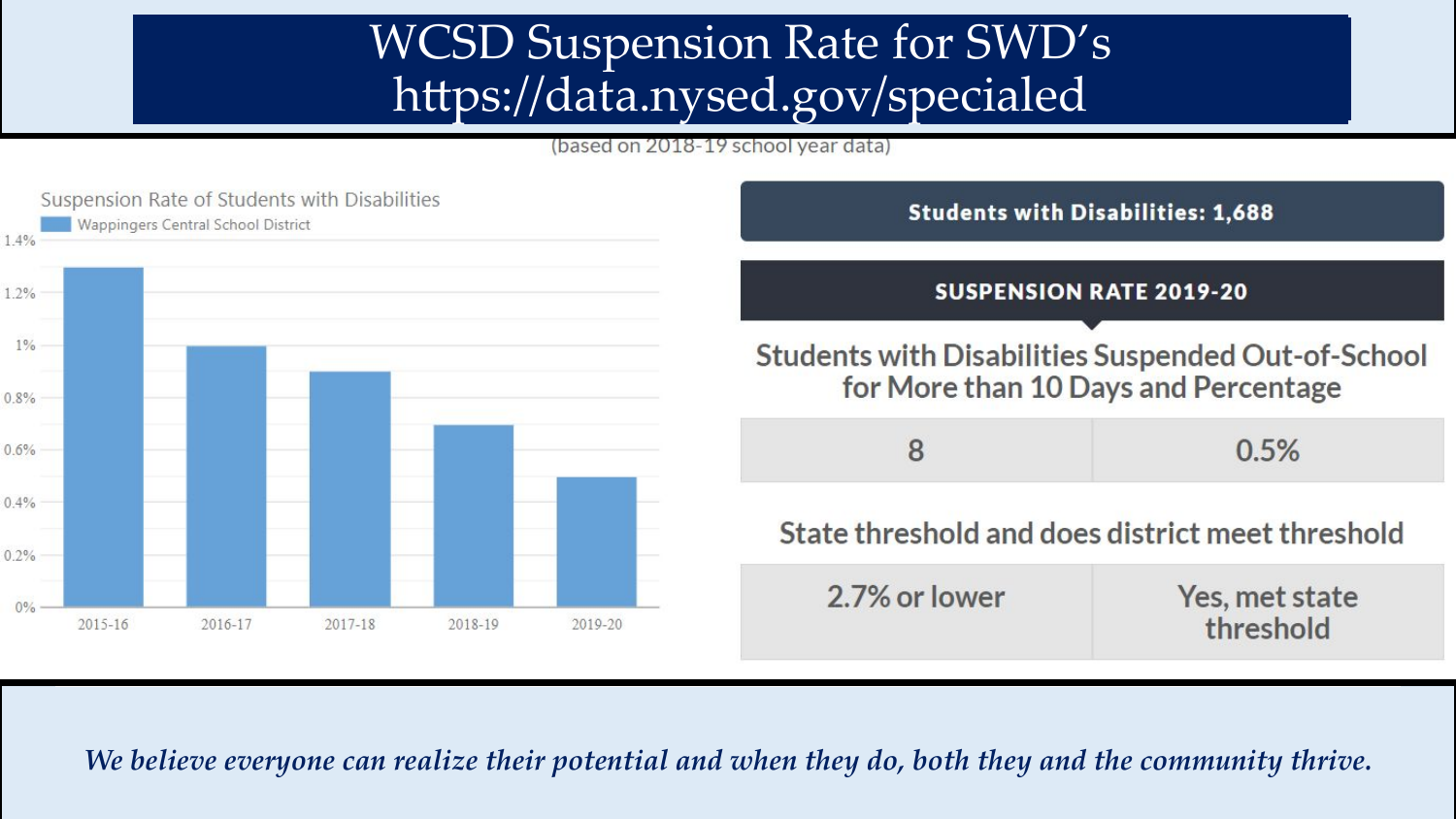# WCSD Suspension Rate for SWD's
# https://data.nysed.gov/specialed

(based on 2018-19 school year data)

**Suspension Rate of Students with Disabilities**

Wappingers Central School District

| School Year | Suspension Rate |
| --- | --- |
| 2015-16 | 1.3% |
| 2016-17 | 1.0% |
| 2017-18 | 0.9% |
| 2018-19 | 0.7% |
| 2019-20 | 0.5% |

**Students with Disabilities: 1,688**

**SUSPENSION RATE 2019-20**

| Students with Disabilities Suspended Out-of-School for More than 10 Days and Percentage | |
| --- | --- |
| 8 | 0.5% |

| State threshold and does district meet threshold | |
| --- | --- |
| 2.7% or lower | Yes, met state threshold |

*We believe everyone can realize their potential and when they do, both they and the community thrive.*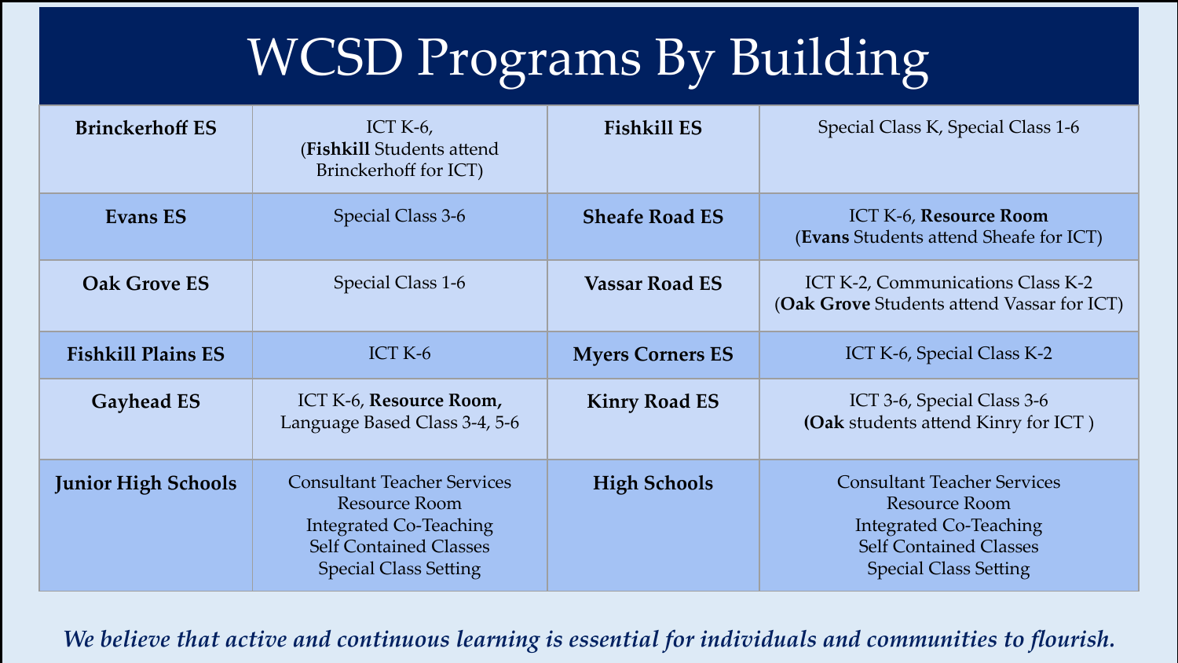# WCSD Programs By Building

| **Brinckerhoff ES** | ICT K-6, (**Fishkill** Students attend Brinckerhoff for ICT) | **Fishkill ES** | Special Class K, Special Class 1-6 |
|---|---|---|---|
| **Evans ES** | Special Class 3-6 | **Sheafe Road ES** | ICT K-6, **Resource Room** (**Evans** Students attend Sheafe for ICT) |
| **Oak Grove ES** | Special Class 1-6 | **Vassar Road ES** | ICT K-2, Communications Class K-2 (**Oak Grove** Students attend Vassar for ICT) |
| **Fishkill Plains ES** | ICT K-6 | **Myers Corners ES** | ICT K-6, Special Class K-2 |
| **Gayhead ES** | ICT K-6, **Resource Room,** Language Based Class 3-4, 5-6 | **Kinry Road ES** | ICT 3-6, Special Class 3-6 **(Oak** students attend Kinry for ICT ) |
| **Junior High Schools** | Consultant Teacher Services<br>Resource Room<br>Integrated Co-Teaching<br>Self Contained Classes<br>Special Class Setting | **High Schools** | Consultant Teacher Services<br>Resource Room<br>Integrated Co-Teaching<br>Self Contained Classes<br>Special Class Setting |

***We believe that active and continuous learning is essential for individuals and communities to flourish.***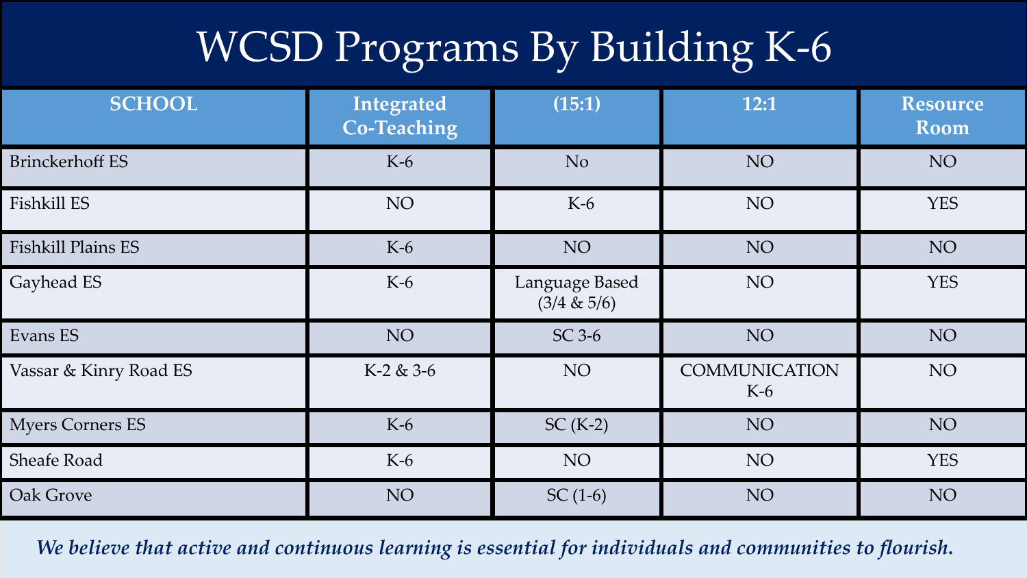# WCSD Programs By Building K-6

| SCHOOL | Integrated Co-Teaching | (15:1) | 12:1 | Resource Room |
|---|---|---|---|---|
| Brinckerhoff ES | K-6 | No | NO | NO |
| Fishkill ES | NO | K-6 | NO | YES |
| Fishkill Plains ES | K-6 | NO | NO | NO |
| Gayhead ES | K-6 | Language Based (3/4 & 5/6) | NO | YES |
| Evans ES | NO | SC 3-6 | NO | NO |
| Vassar & Kinry Road ES | K-2 & 3-6 | NO | COMMUNICATION K-6 | NO |
| Myers Corners ES | K-6 | SC (K-2) | NO | NO |
| Sheafe Road | K-6 | NO | NO | YES |
| Oak Grove | NO | SC (1-6) | NO | NO |

***We believe that active and continuous learning is essential for individuals and communities to flourish.***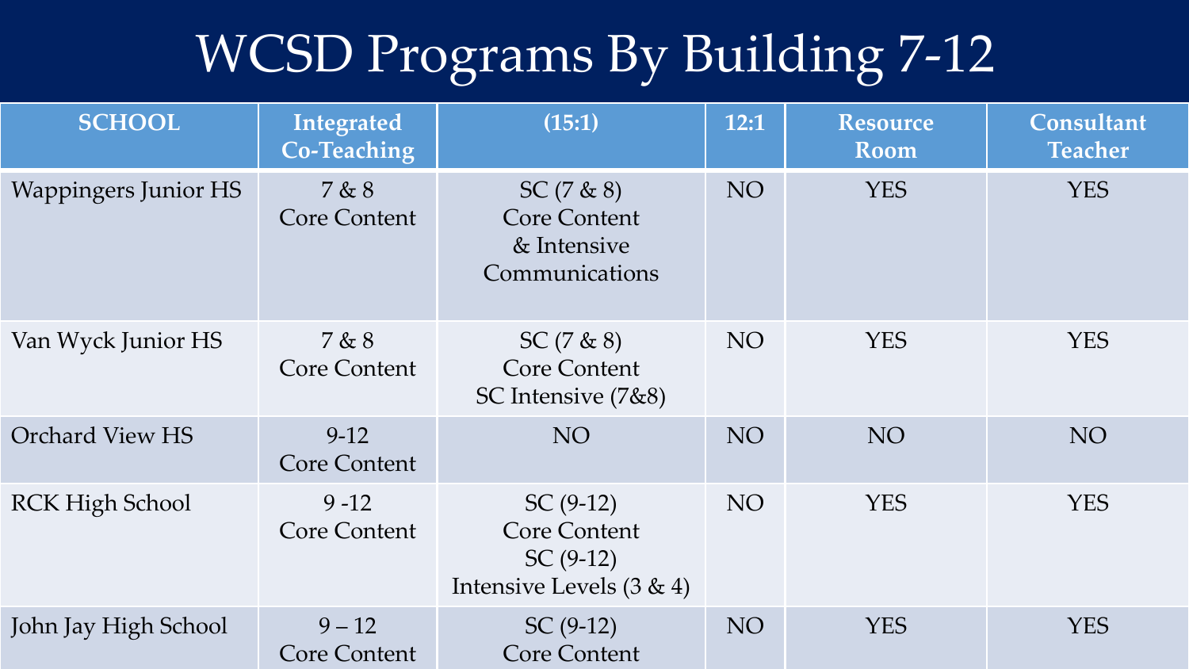# WCSD Programs By Building 7-12

| SCHOOL | Integrated Co-Teaching | (15:1) | 12:1 | Resource Room | Consultant Teacher |
|---|---|---|---|---|---|
| Wappingers Junior HS | 7 & 8 Core Content | SC (7 & 8) Core Content & Intensive Communications | NO | YES | YES |
| Van Wyck Junior HS | 7 & 8 Core Content | SC (7 & 8) Core Content SC Intensive (7&8) | NO | YES | YES |
| Orchard View HS | 9-12 Core Content | NO | NO | NO | NO |
| RCK High School | 9 -12 Core Content | SC (9-12) Core Content SC (9-12) Intensive Levels (3 & 4) | NO | YES | YES |
| John Jay High School | 9 – 12 Core Content | SC (9-12) Core Content | NO | YES | YES |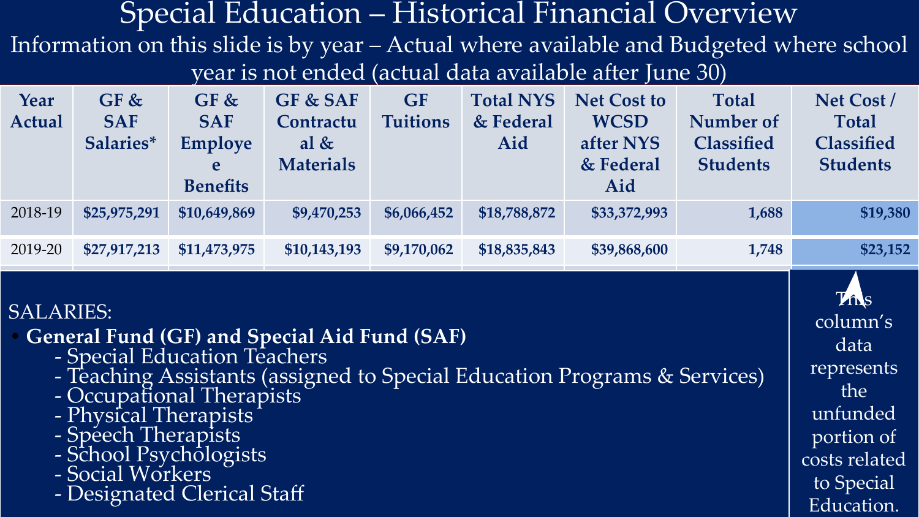# Special Education – Historical Financial Overview

Information on this slide is by year – Actual where available and Budgeted where school year is not ended (actual data available after June 30)

| Year Actual | GF & SAF Salaries* | GF & SAF Employee Benefits | GF & SAF Contractual & Materials | GF Tuitions | Total NYS & Federal Aid | Net Cost to WCSD after NYS & Federal Aid | Total Number of Classified Students | Net Cost / Total Classified Students |
|---|---|---|---|---|---|---|---|---|
| 2018-19 | $25,975,291 | $10,649,869 | $9,470,253 | $6,066,452 | $18,788,872 | $33,372,993 | 1,688 | $19,380 |
| 2019-20 | $27,917,213 | $11,473,975 | $10,143,193 | $9,170,062 | $18,835,843 | $39,868,600 | 1,748 | $23,152 |

SALARIES:

- **General Fund (GF) and Special Aid Fund (SAF)**
  - Special Education Teachers
  - Teaching Assistants (assigned to Special Education Programs & Services)
  - Occupational Therapists
  - Physical Therapists
  - Speech Therapists
  - School Psychologists
  - Social Workers
  - Designated Clerical Staff

This column's data represents the unfunded portion of costs related to Special Education.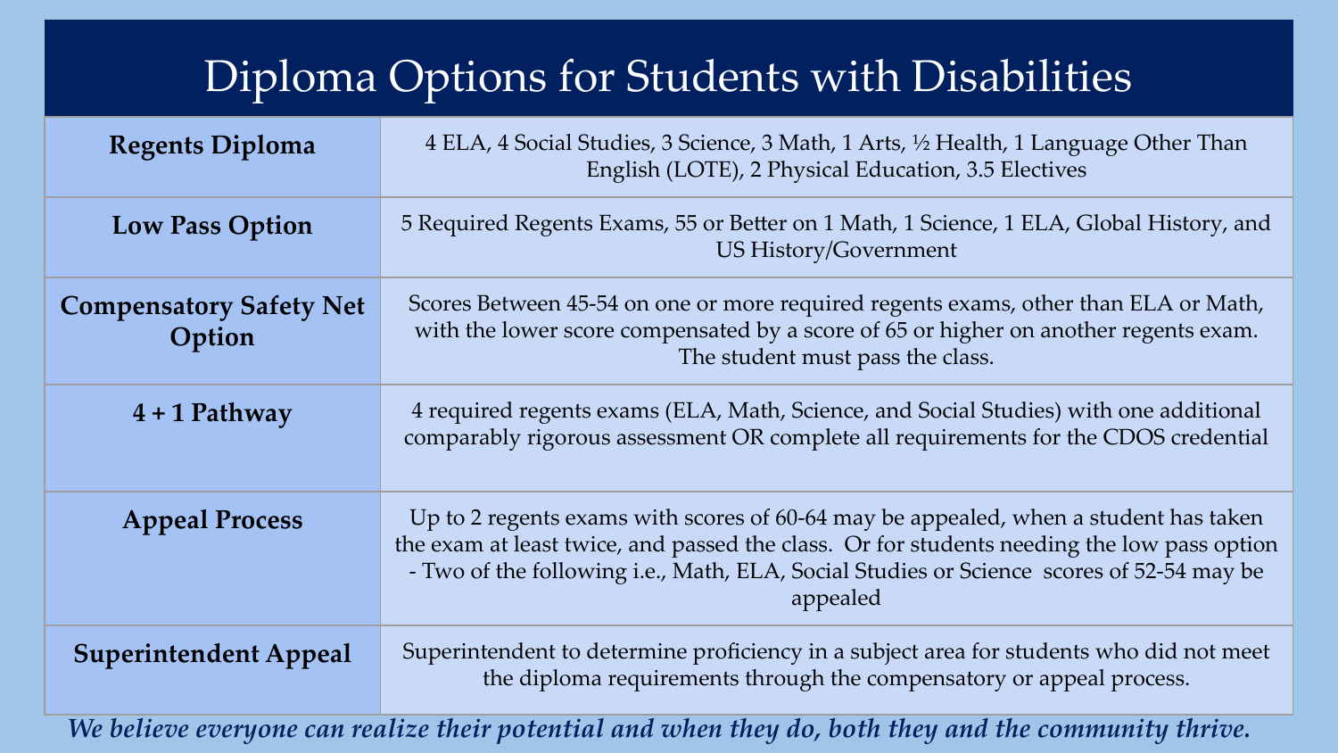# Diploma Options for Students with Disabilities

| | |
|---|---|
| **Regents Diploma** | 4 ELA, 4 Social Studies, 3 Science, 3 Math, 1 Arts, ½ Health, 1 Language Other Than English (LOTE), 2 Physical Education, 3.5 Electives |
| **Low Pass Option** | 5 Required Regents Exams, 55 or Better on 1 Math, 1 Science, 1 ELA, Global History, and US History/Government |
| **Compensatory Safety Net Option** | Scores Between 45-54 on one or more required regents exams, other than ELA or Math, with the lower score compensated by a score of 65 or higher on another regents exam. The student must pass the class. |
| **4 + 1 Pathway** | 4 required regents exams (ELA, Math, Science, and Social Studies) with one additional comparably rigorous assessment OR complete all requirements for the CDOS credential |
| **Appeal Process** | Up to 2 regents exams with scores of 60-64 may be appealed, when a student has taken the exam at least twice, and passed the class. Or for students needing the low pass option - Two of the following i.e., Math, ELA, Social Studies or Science scores of 52-54 may be appealed |
| **Superintendent Appeal** | Superintendent to determine proficiency in a subject area for students who did not meet the diploma requirements through the compensatory or appeal process. |

***We believe everyone can realize their potential and when they do, both they and the community thrive.***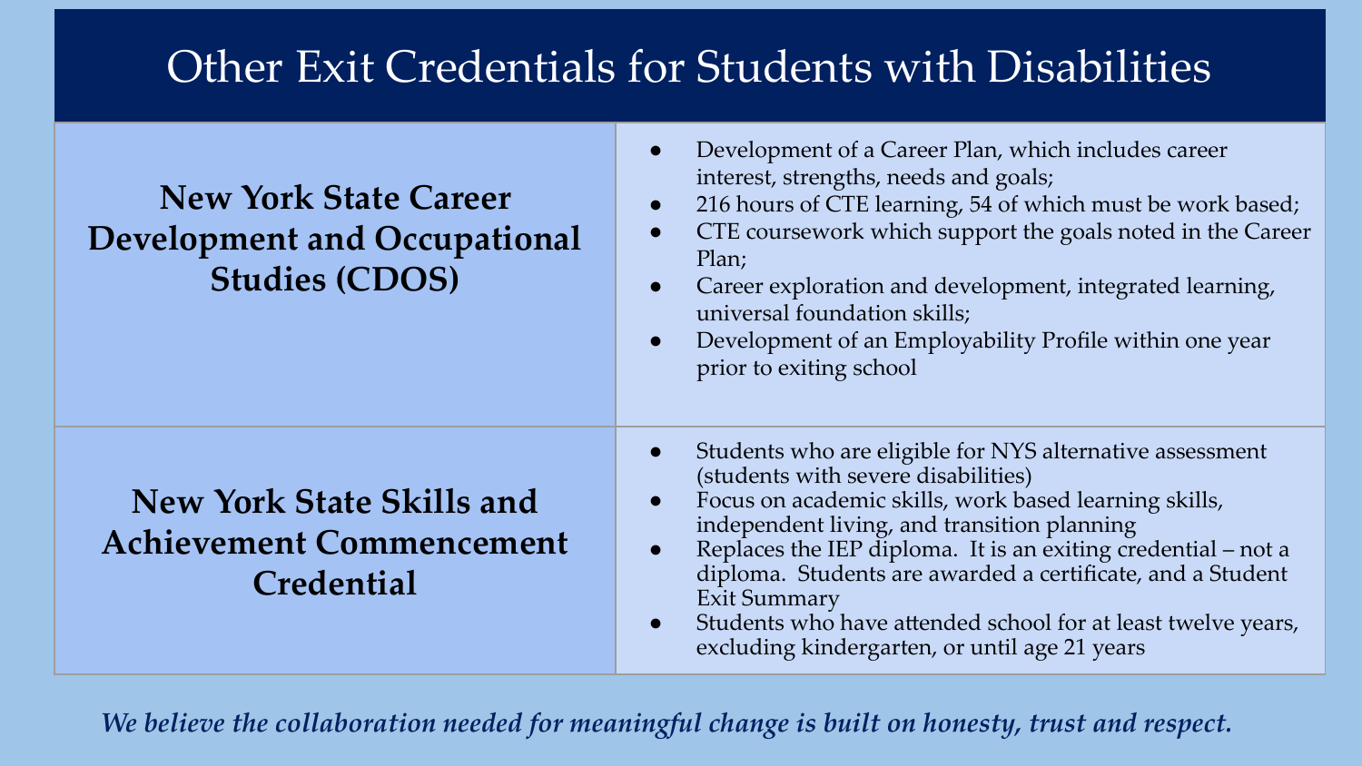# Other Exit Credentials for Students with Disabilities

| **New York State Career Development and Occupational Studies (CDOS)** | • Development of a Career Plan, which includes career interest, strengths, needs and goals;<br>• 216 hours of CTE learning, 54 of which must be work based;<br>• CTE coursework which support the goals noted in the Career Plan;<br>• Career exploration and development, integrated learning, universal foundation skills;<br>• Development of an Employability Profile within one year prior to exiting school |
|---|---|
| **New York State Skills and Achievement Commencement Credential** | • Students who are eligible for NYS alternative assessment (students with severe disabilities)<br>• Focus on academic skills, work based learning skills, independent living, and transition planning<br>• Replaces the IEP diploma. It is an exiting credential – not a diploma. Students are awarded a certificate, and a Student Exit Summary<br>• Students who have attended school for at least twelve years, excluding kindergarten, or until age 21 years |

***We believe the collaboration needed for meaningful change is built on honesty, trust and respect.***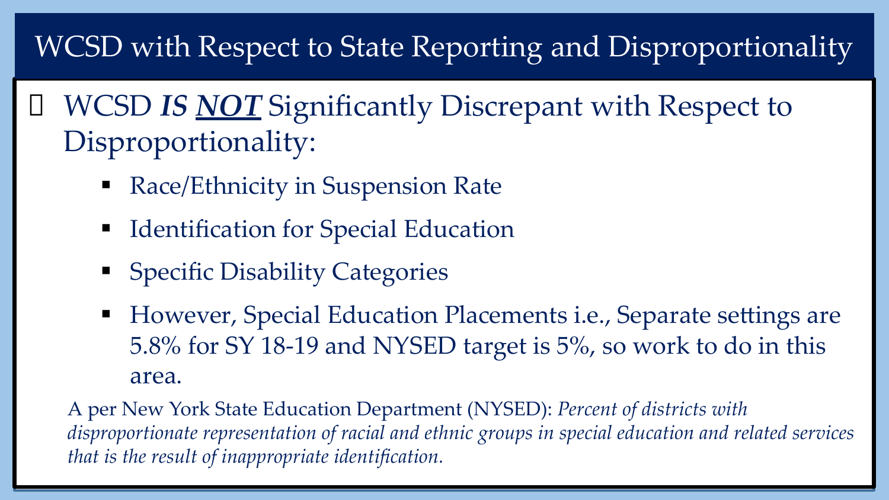# WCSD with Respect to State Reporting and Disproportionality

- WCSD ***IS NOT*** Significantly Discrepant with Respect to Disproportionality:
  - Race/Ethnicity in Suspension Rate
  - Identification for Special Education
  - Specific Disability Categories
  - However, Special Education Placements i.e., Separate settings are 5.8% for SY 18-19 and NYSED target is 5%, so work to do in this area.

A per New York State Education Department (NYSED): *Percent of districts with disproportionate representation of racial and ethnic groups in special education and related services that is the result of inappropriate identification.*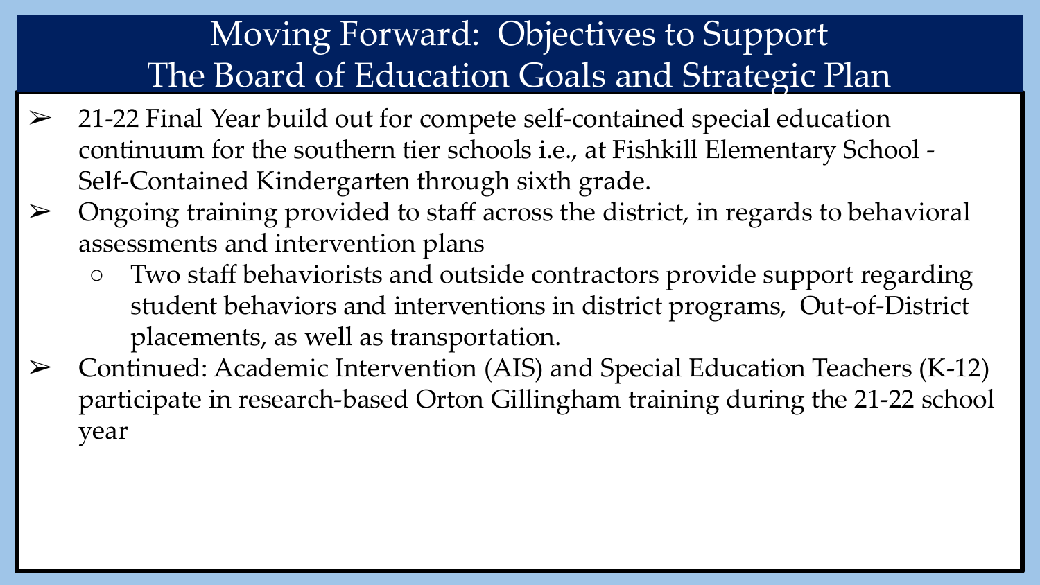# Moving Forward: Objectives to Support The Board of Education Goals and Strategic Plan

- 21-22 Final Year build out for compete self-contained special education continuum for the southern tier schools i.e., at Fishkill Elementary School - Self-Contained Kindergarten through sixth grade.
- Ongoing training provided to staff across the district, in regards to behavioral assessments and intervention plans
  - Two staff behaviorists and outside contractors provide support regarding student behaviors and interventions in district programs, Out-of-District placements, as well as transportation.
- Continued: Academic Intervention (AIS) and Special Education Teachers (K-12) participate in research-based Orton Gillingham training during the 21-22 school year